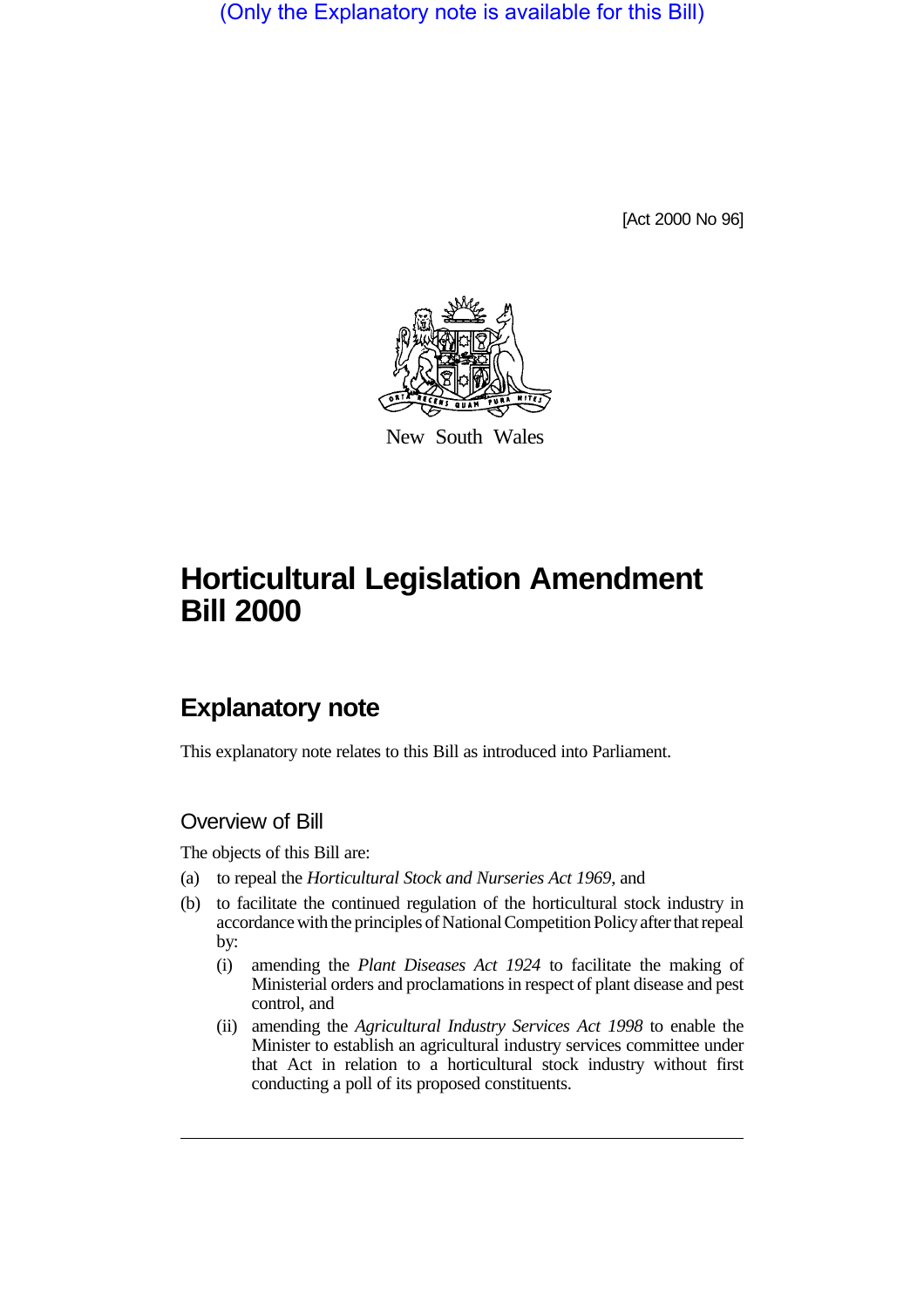(Only the Explanatory note is available for this Bill)

[Act 2000 No 96]

New South Wales

# Horticultural Legislation Amendment Bill 2000

## Explanatory note

This explanatory note relates to this Bill as introduced into Parliament.

### Overview of Bill

The objects of this Bill are:

(a) to repeal the *Horticultural Stock and Nurseries Act 1969*, and

(b) to facilitate the continued regulation of the horticultural stock industry in accordance with the principles of National Competition Policy after that repeal by:

   (i) amending the *Plant Diseases Act 1924* to facilitate the making of Ministerial orders and proclamations in respect of plant disease and pest control, and

   (ii) amending the *Agricultural Industry Services Act 1998* to enable the Minister to establish an agricultural industry services committee under that Act in relation to a horticultural stock industry without first conducting a poll of its proposed constituents.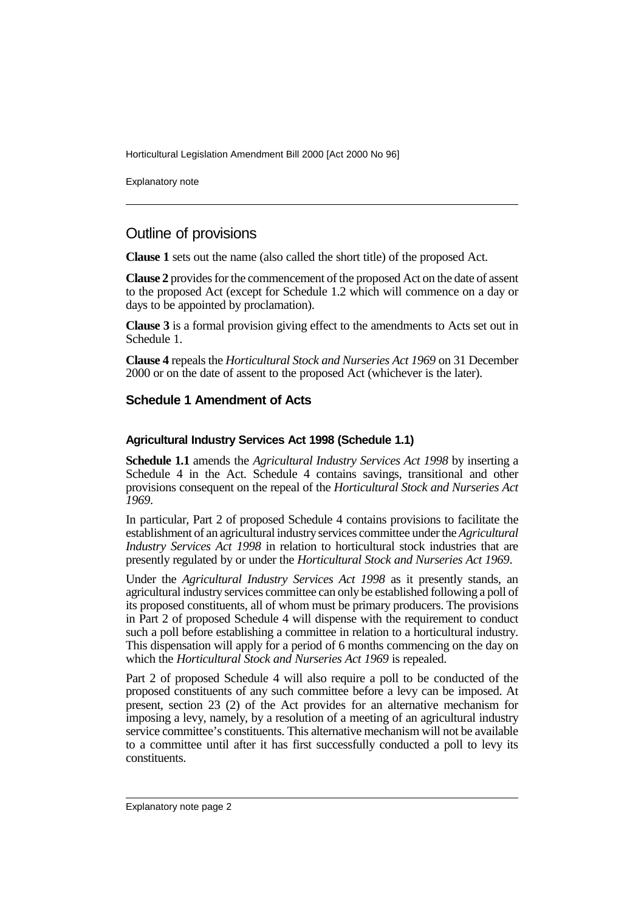## Outline of provisions

**Clause 1** sets out the name (also called the short title) of the proposed Act.

**Clause 2** provides for the commencement of the proposed Act on the date of assent to the proposed Act (except for Schedule 1.2 which will commence on a day or days to be appointed by proclamation).

**Clause 3** is a formal provision giving effect to the amendments to Acts set out in Schedule 1.

**Clause 4** repeals the *Horticultural Stock and Nurseries Act 1969* on 31 December 2000 or on the date of assent to the proposed Act (whichever is the later).

### Schedule 1 Amendment of Acts

#### Agricultural Industry Services Act 1998 (Schedule 1.1)

**Schedule 1.1** amends the *Agricultural Industry Services Act 1998* by inserting a Schedule 4 in the Act. Schedule 4 contains savings, transitional and other provisions consequent on the repeal of the *Horticultural Stock and Nurseries Act 1969*.

In particular, Part 2 of proposed Schedule 4 contains provisions to facilitate the establishment of an agricultural industry services committee under the *Agricultural Industry Services Act 1998* in relation to horticultural stock industries that are presently regulated by or under the *Horticultural Stock and Nurseries Act 1969*.

Under the *Agricultural Industry Services Act 1998* as it presently stands, an agricultural industry services committee can only be established following a poll of its proposed constituents, all of whom must be primary producers. The provisions in Part 2 of proposed Schedule 4 will dispense with the requirement to conduct such a poll before establishing a committee in relation to a horticultural industry. This dispensation will apply for a period of 6 months commencing on the day on which the *Horticultural Stock and Nurseries Act 1969* is repealed.

Part 2 of proposed Schedule 4 will also require a poll to be conducted of the proposed constituents of any such committee before a levy can be imposed. At present, section 23 (2) of the Act provides for an alternative mechanism for imposing a levy, namely, by a resolution of a meeting of an agricultural industry service committee's constituents. This alternative mechanism will not be available to a committee until after it has first successfully conducted a poll to levy its constituents.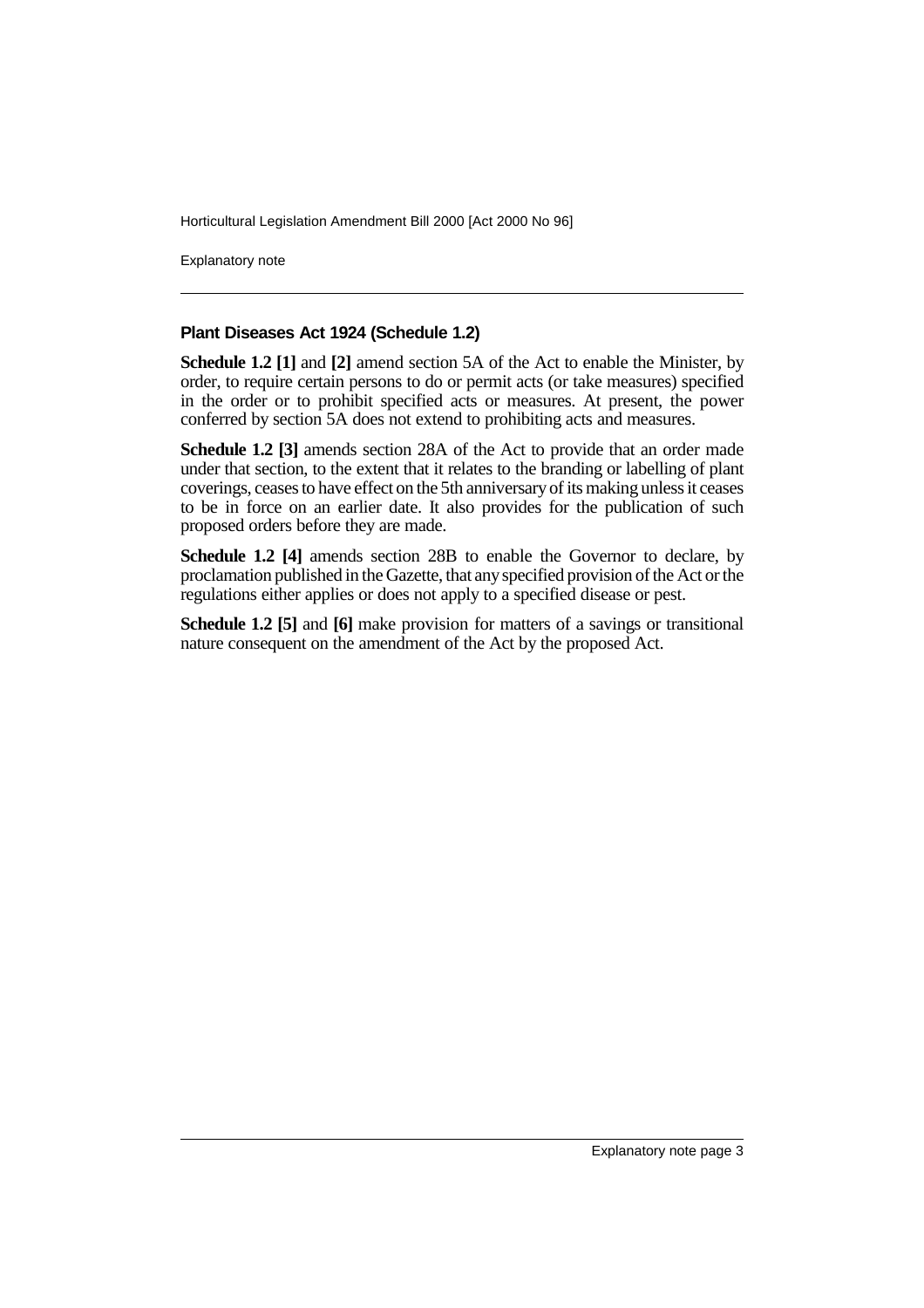### Plant Diseases Act 1924 (Schedule 1.2)

**Schedule 1.2 [1]** and **[2]** amend section 5A of the Act to enable the Minister, by order, to require certain persons to do or permit acts (or take measures) specified in the order or to prohibit specified acts or measures. At present, the power conferred by section 5A does not extend to prohibiting acts and measures.

**Schedule 1.2 [3]** amends section 28A of the Act to provide that an order made under that section, to the extent that it relates to the branding or labelling of plant coverings, ceases to have effect on the 5th anniversary of its making unless it ceases to be in force on an earlier date. It also provides for the publication of such proposed orders before they are made.

**Schedule 1.2 [4]** amends section 28B to enable the Governor to declare, by proclamation published in the Gazette, that any specified provision of the Act or the regulations either applies or does not apply to a specified disease or pest.

**Schedule 1.2 [5]** and **[6]** make provision for matters of a savings or transitional nature consequent on the amendment of the Act by the proposed Act.